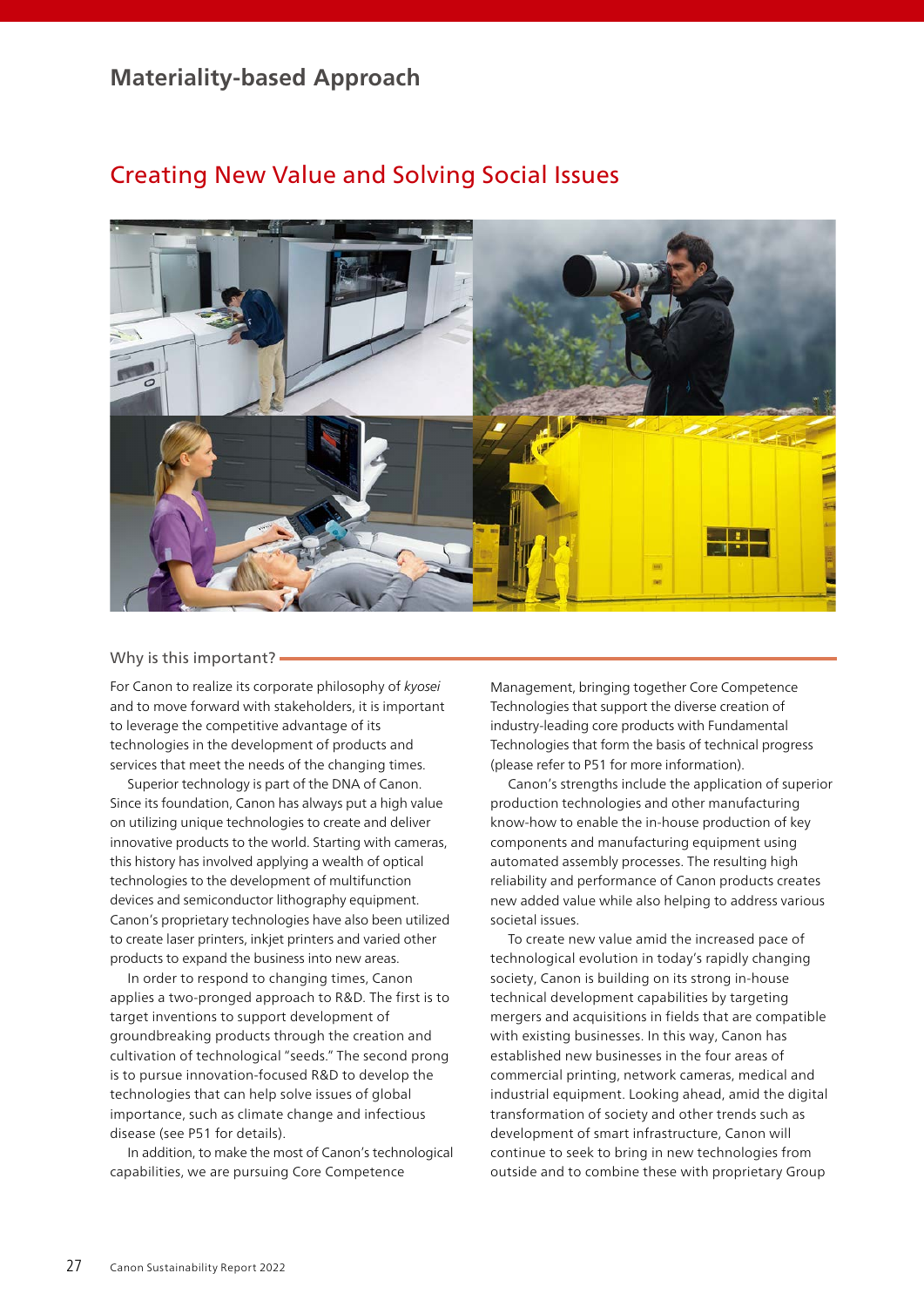## Materiality-based Approach

# Creating New Value and Solving Social Issues

### Why is this important?

For Canon to realize its corporate philosophy of *kyosei* and to move forward with stakeholders, it is important to leverage the competitive advantage of its technologies in the development of products and services that meet the needs of the changing times.

Superior technology is part of the DNA of Canon. Since its foundation, Canon has always put a high value on utilizing unique technologies to create and deliver innovative products to the world. Starting with cameras, this history has involved applying a wealth of optical technologies to the development of multifunction devices and semiconductor lithography equipment. Canon's proprietary technologies have also been utilized to create laser printers, inkjet printers and varied other products to expand the business into new areas.

In order to respond to changing times, Canon applies a two-pronged approach to R&D. The first is to target inventions to support development of groundbreaking products through the creation and cultivation of technological "seeds." The second prong is to pursue innovation-focused R&D to develop the technologies that can help solve issues of global importance, such as climate change and infectious disease (see P51 for details).

In addition, to make the most of Canon's technological capabilities, we are pursuing Core Competence Management, bringing together Core Competence Technologies that support the diverse creation of industry-leading core products with Fundamental Technologies that form the basis of technical progress (please refer to P51 for more information).

Canon's strengths include the application of superior production technologies and other manufacturing know-how to enable the in-house production of key components and manufacturing equipment using automated assembly processes. The resulting high reliability and performance of Canon products creates new added value while also helping to address various societal issues.

To create new value amid the increased pace of technological evolution in today's rapidly changing society, Canon is building on its strong in-house technical development capabilities by targeting mergers and acquisitions in fields that are compatible with existing businesses. In this way, Canon has established new businesses in the four areas of commercial printing, network cameras, medical and industrial equipment. Looking ahead, amid the digital transformation of society and other trends such as development of smart infrastructure, Canon will continue to seek to bring in new technologies from outside and to combine these with proprietary Group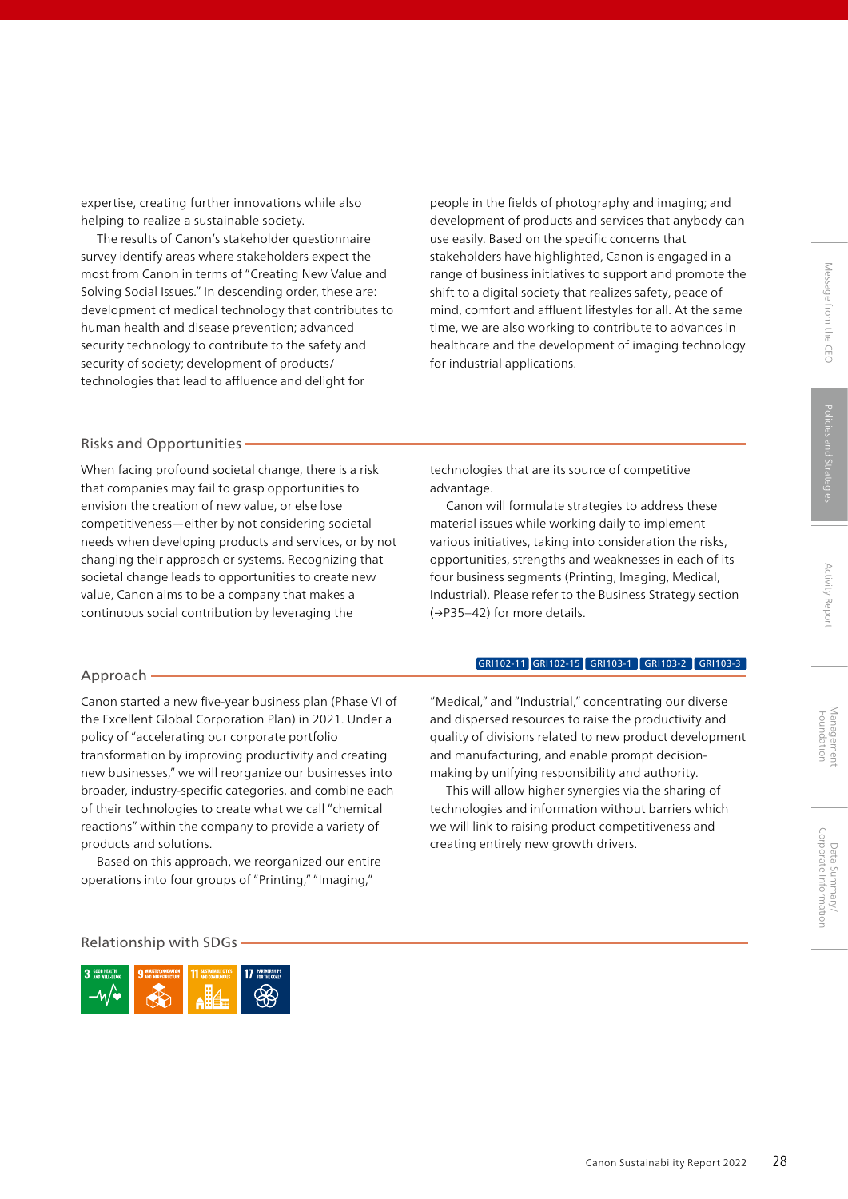expertise, creating further innovations while also helping to realize a sustainable society.

The results of Canon's stakeholder questionnaire survey identify areas where stakeholders expect the most from Canon in terms of "Creating New Value and Solving Social Issues." In descending order, these are: development of medical technology that contributes to human health and disease prevention; advanced security technology to contribute to the safety and security of society; development of products/ technologies that lead to affluence and delight for people in the fields of photography and imaging; and development of products and services that anybody can use easily. Based on the specific concerns that stakeholders have highlighted, Canon is engaged in a range of business initiatives to support and promote the shift to a digital society that realizes safety, peace of mind, comfort and affluent lifestyles for all. At the same time, we are also working to contribute to advances in healthcare and the development of imaging technology for industrial applications.

## Risks and Opportunities

When facing profound societal change, there is a risk that companies may fail to grasp opportunities to envision the creation of new value, or else lose competitiveness—either by not considering societal needs when developing products and services, or by not changing their approach or systems. Recognizing that societal change leads to opportunities to create new value, Canon aims to be a company that makes a continuous social contribution by leveraging the technologies that are its source of competitive advantage.

Canon will formulate strategies to address these material issues while working daily to implement various initiatives, taking into consideration the risks, opportunities, strengths and weaknesses in each of its four business segments (Printing, Imaging, Medical, Industrial). Please refer to the Business Strategy section (→P35–42) for more details.

## Approach

GRI102-11 GRI102-15 GRI103-1 GRI103-2 GRI103-3

Canon started a new five-year business plan (Phase VI of the Excellent Global Corporation Plan) in 2021. Under a policy of "accelerating our corporate portfolio transformation by improving productivity and creating new businesses," we will reorganize our businesses into broader, industry-specific categories, and combine each of their technologies to create what we call "chemical reactions" within the company to provide a variety of products and solutions.

Based on this approach, we reorganized our entire operations into four groups of "Printing," "Imaging," "Medical," and "Industrial," concentrating our diverse and dispersed resources to raise the productivity and quality of divisions related to new product development and manufacturing, and enable prompt decision-making by unifying responsibility and authority.

This will allow higher synergies via the sharing of technologies and information without barriers which we will link to raising product competitiveness and creating entirely new growth drivers.

## Relationship with SDGs

3 GOOD HEALTH AND WELL-BEING | 9 INDUSTRY, INNOVATION AND INFRASTRUCTURE | 11 SUSTAINABLE CITIES AND COMMUNITIES | 17 PARTNERSHIPS FOR THE GOALS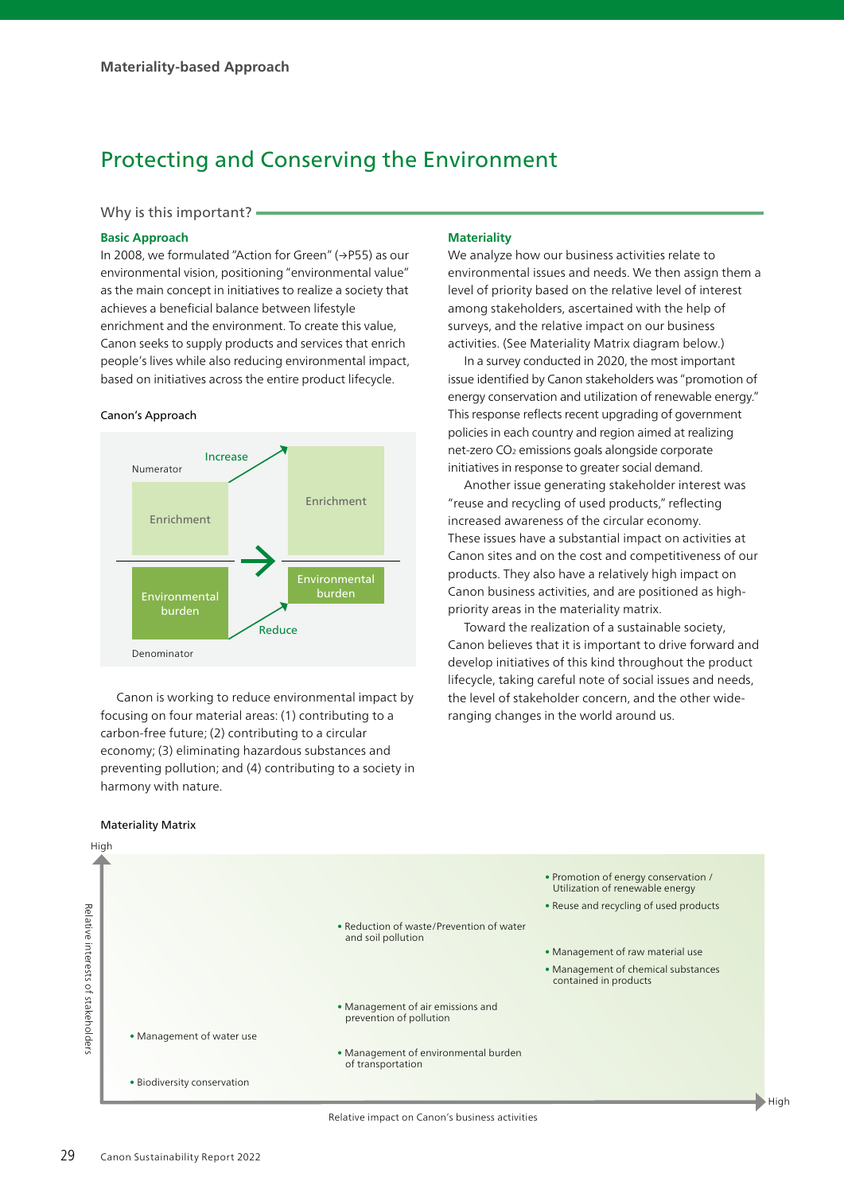Materiality-based Approach

# Protecting and Conserving the Environment

## Why is this important?

### Basic Approach

In 2008, we formulated "Action for Green" (→P55) as our environmental vision, positioning "environmental value" as the main concept in initiatives to realize a society that achieves a beneficial balance between lifestyle enrichment and the environment. To create this value, Canon seeks to supply products and services that enrich people's lives while also reducing environmental impact, based on initiatives across the entire product lifecycle.

Canon's Approach

Numerator: Enrichment → Increase → Enrichment

Denominator: Environmental burden → Reduce → Environmental burden

Canon is working to reduce environmental impact by focusing on four material areas: (1) contributing to a carbon-free future; (2) contributing to a circular economy; (3) eliminating hazardous substances and preventing pollution; and (4) contributing to a society in harmony with nature.

### Materiality

We analyze how our business activities relate to environmental issues and needs. We then assign them a level of priority based on the relative level of interest among stakeholders, ascertained with the help of surveys, and the relative impact on our business activities. (See Materiality Matrix diagram below.)

In a survey conducted in 2020, the most important issue identified by Canon stakeholders was "promotion of energy conservation and utilization of renewable energy." This response reflects recent upgrading of government policies in each country and region aimed at realizing net-zero $CO_2$ emissions goals alongside corporate initiatives in response to greater social demand.

Another issue generating stakeholder interest was "reuse and recycling of used products," reflecting increased awareness of the circular economy. These issues have a substantial impact on activities at Canon sites and on the cost and competitiveness of our products. They also have a relatively high impact on Canon business activities, and are positioned as high-priority areas in the materiality matrix.

Toward the realization of a sustainable society, Canon believes that it is important to drive forward and develop initiatives of this kind throughout the product lifecycle, taking careful note of social issues and needs, the level of stakeholder concern, and the other wide-ranging changes in the world around us.

Materiality Matrix

Vertical axis: Relative interests of stakeholders (High)
Horizontal axis: Relative impact on Canon's business activities (High)

- Promotion of energy conservation / Utilization of renewable energy
- Reuse and recycling of used products
- Reduction of waste/Prevention of water and soil pollution
- Management of raw material use
- Management of chemical substances contained in products
- Management of air emissions and prevention of pollution
- Management of water use
- Management of environmental burden of transportation
- Biodiversity conservation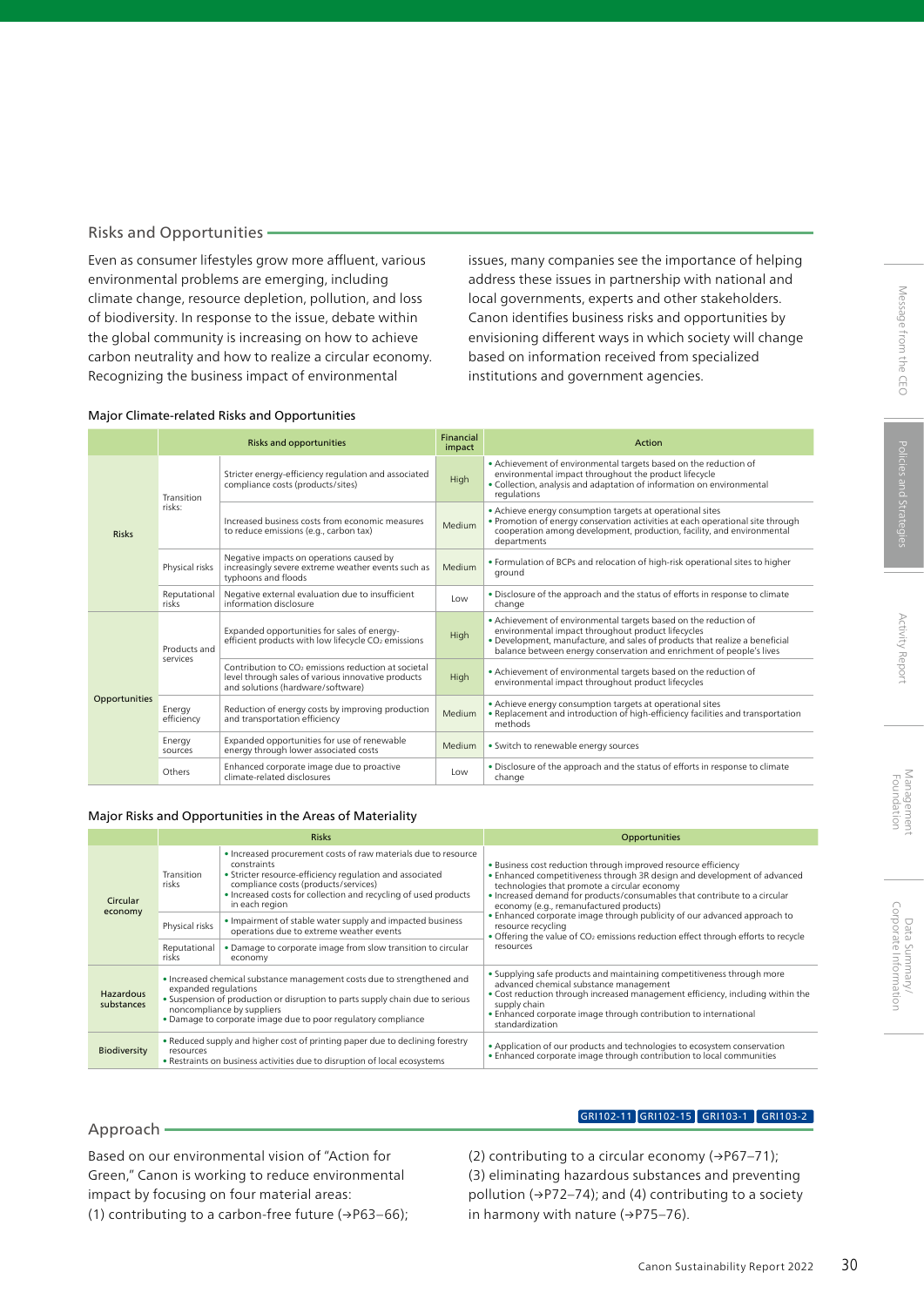## Risks and Opportunities

Even as consumer lifestyles grow more affluent, various environmental problems are emerging, including climate change, resource depletion, pollution, and loss of biodiversity. In response to the issue, debate within the global community is increasing on how to achieve carbon neutrality and how to realize a circular economy. Recognizing the business impact of environmental issues, many companies see the importance of helping address these issues in partnership with national and local governments, experts and other stakeholders. Canon identifies business risks and opportunities by envisioning different ways in which society will change based on information received from specialized institutions and government agencies.

### Major Climate-related Risks and Opportunities

| | Risks and opportunities | | Financial impact | Action |
|---|---|---|---|---|
| Risks | Transition risks: | Stricter energy-efficiency regulation and associated compliance costs (products/sites) | High | • Achievement of environmental targets based on the reduction of environmental impact throughout the product lifecycle<br>• Collection, analysis and adaptation of information on environmental regulations |
| | | Increased business costs from economic measures to reduce emissions (e.g., carbon tax) | Medium | • Achieve energy consumption targets at operational sites<br>• Promotion of energy conservation activities at each operational site through cooperation among development, production, facility, and environmental departments |
| | Physical risks | Negative impacts on operations caused by increasingly severe extreme weather events such as typhoons and floods | Medium | • Formulation of BCPs and relocation of high-risk operational sites to higher ground |
| | Reputational risks | Negative external evaluation due to insufficient information disclosure | Low | • Disclosure of the approach and the status of efforts in response to climate change |
| Opportunities | Products and services | Expanded opportunities for sales of energy-efficient products with low lifecycle $CO_2$ emissions | High | • Achievement of environmental targets based on the reduction of environmental impact throughout product lifecycles<br>• Development, manufacture, and sales of products that realize a beneficial balance between energy conservation and enrichment of people's lives |
| | | Contribution to $CO_2$ emissions reduction at societal level through sales of various innovative products and solutions (hardware/software) | High | • Achievement of environmental targets based on the reduction of environmental impact throughout product lifecycles |
| | Energy efficiency | Reduction of energy costs by improving production and transportation efficiency | Medium | • Achieve energy consumption targets at operational sites<br>• Replacement and introduction of high-efficiency facilities and transportation methods |
| | Energy sources | Expanded opportunities for use of renewable energy through lower associated costs | Medium | • Switch to renewable energy sources |
| | Others | Enhanced corporate image due to proactive climate-related disclosures | Low | • Disclosure of the approach and the status of efforts in response to climate change |

### Major Risks and Opportunities in the Areas of Materiality

| | Risks | | Opportunities |
|---|---|---|---|
| Circular economy | Transition risks | • Increased procurement costs of raw materials due to resource constraints<br>• Stricter resource-efficiency regulation and associated compliance costs (products/services)<br>• Increased costs for collection and recycling of used products in each region | • Business cost reduction through improved resource efficiency<br>• Enhanced competitiveness through 3R design and development of advanced technologies that promote a circular economy<br>• Increased demand for products/consumables that contribute to a circular economy (e.g., remanufactured products)<br>• Enhanced corporate image through publicity of our advanced approach to resource recycling<br>• Offering the value of $CO_2$ emissions reduction effect through efforts to recycle resources |
| | Physical risks | • Impairment of stable water supply and impacted business operations due to extreme weather events | |
| | Reputational risks | • Damage to corporate image from slow transition to circular economy | |
| Hazardous substances | • Increased chemical substance management costs due to strengthened and expanded regulations<br>• Suspension of production or disruption to parts supply chain due to serious noncompliance by suppliers<br>• Damage to corporate image due to poor regulatory compliance | | • Supplying safe products and maintaining competitiveness through more advanced chemical substance management<br>• Cost reduction through increased management efficiency, including within the supply chain<br>• Enhanced corporate image through contribution to international standardization |
| Biodiversity | • Reduced supply and higher cost of printing paper due to declining forestry resources<br>• Restraints on business activities due to disruption of local ecosystems | | • Application of our products and technologies to ecosystem conservation<br>• Enhanced corporate image through contribution to local communities |

## Approach

GRI102-11 GRI102-15 GRI103-1 GRI103-2

Based on our environmental vision of "Action for Green," Canon is working to reduce environmental impact by focusing on four material areas: (1) contributing to a carbon-free future (→P63–66); (2) contributing to a circular economy (→P67–71); (3) eliminating hazardous substances and preventing pollution (→P72–74); and (4) contributing to a society in harmony with nature (→P75–76).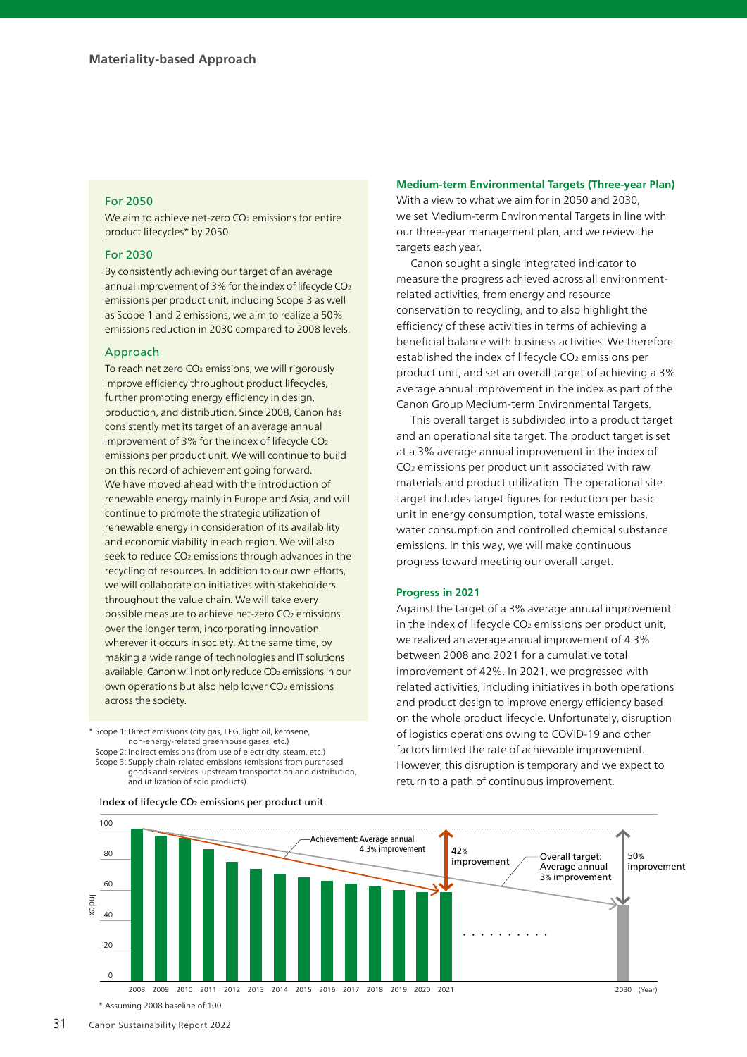## Materiality-based Approach

### For 2050

We aim to achieve net-zero $CO_2$ emissions for entire product lifecycles* by 2050.

### For 2030

By consistently achieving our target of an average annual improvement of 3% for the index of lifecycle $CO_2$ emissions per product unit, including Scope 3 as well as Scope 1 and 2 emissions, we aim to realize a 50% emissions reduction in 2030 compared to 2008 levels.

### Approach

To reach net zero $CO_2$ emissions, we will rigorously improve efficiency throughout product lifecycles, further promoting energy efficiency in design, production, and distribution. Since 2008, Canon has consistently met its target of an average annual improvement of 3% for the index of lifecycle $CO_2$ emissions per product unit. We will continue to build on this record of achievement going forward.
We have moved ahead with the introduction of renewable energy mainly in Europe and Asia, and will continue to promote the strategic utilization of renewable energy in consideration of its availability and economic viability in each region. We will also seek to reduce $CO_2$ emissions through advances in the recycling of resources. In addition to our own efforts, we will collaborate on initiatives with stakeholders throughout the value chain. We will take every possible measure to achieve net-zero $CO_2$ emissions over the longer term, incorporating innovation wherever it occurs in society. At the same time, by making a wide range of technologies and IT solutions available, Canon will not only reduce $CO_2$ emissions in our own operations but also help lower $CO_2$ emissions across the society.

\* Scope 1: Direct emissions (city gas, LPG, light oil, kerosene, non-energy-related greenhouse gases, etc.)
Scope 2: Indirect emissions (from use of electricity, steam, etc.)
Scope 3: Supply chain-related emissions (emissions from purchased goods and services, upstream transportation and distribution, and utilization of sold products).

### Medium-term Environmental Targets (Three-year Plan)

With a view to what we aim for in 2050 and 2030, we set Medium-term Environmental Targets in line with our three-year management plan, and we review the targets each year.

Canon sought a single integrated indicator to measure the progress achieved across all environment-related activities, from energy and resource conservation to recycling, and to also highlight the efficiency of these activities in terms of achieving a beneficial balance with business activities. We therefore established the index of lifecycle $CO_2$ emissions per product unit, and set an overall target of achieving a 3% average annual improvement in the index as part of the Canon Group Medium-term Environmental Targets.

This overall target is subdivided into a product target and an operational site target. The product target is set at a 3% average annual improvement in the index of $CO_2$ emissions per product unit associated with raw materials and product utilization. The operational site target includes target figures for reduction per basic unit in energy consumption, total waste emissions, water consumption and controlled chemical substance emissions. In this way, we will make continuous progress toward meeting our overall target.

### Progress in 2021

Against the target of a 3% average annual improvement in the index of lifecycle $CO_2$ emissions per product unit, we realized an average annual improvement of 4.3% between 2008 and 2021 for a cumulative total improvement of 42%. In 2021, we progressed with related activities, including initiatives in both operations and product design to improve energy efficiency based on the whole product lifecycle. Unfortunately, disruption of logistics operations owing to COVID-19 and other factors limited the rate of achievable improvement. However, this disruption is temporary and we expect to return to a path of continuous improvement.

Index of lifecycle $CO_2$ emissions per product unit

(Chart: Index, 2008–2021 and 2030 (Year). Achievement: Average annual 4.3% improvement; 42% improvement. Overall target: Average annual 3% improvement; 50% improvement.)

\* Assuming 2008 baseline of 100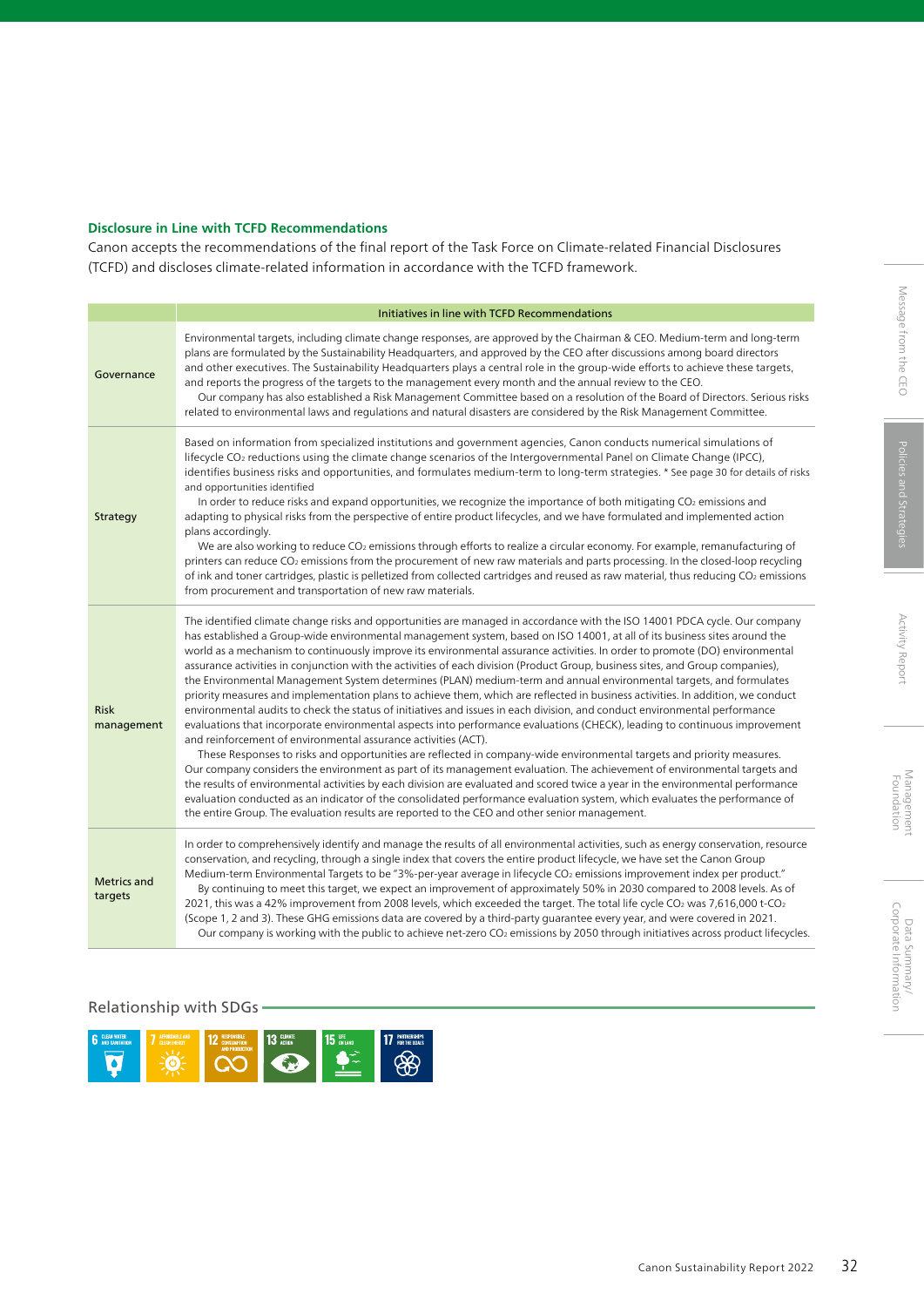## Disclosure in Line with TCFD Recommendations

Canon accepts the recommendations of the final report of the Task Force on Climate-related Financial Disclosures (TCFD) and discloses climate-related information in accordance with the TCFD framework.

| | Initiatives in line with TCFD Recommendations |
|---|---|
| Governance | Environmental targets, including climate change responses, are approved by the Chairman & CEO. Medium-term and long-term plans are formulated by the Sustainability Headquarters, and approved by the CEO after discussions among board directors and other executives. The Sustainability Headquarters plays a central role in the group-wide efforts to achieve these targets, and reports the progress of the targets to the management every month and the annual review to the CEO.<br>Our company has also established a Risk Management Committee based on a resolution of the Board of Directors. Serious risks related to environmental laws and regulations and natural disasters are considered by the Risk Management Committee. |
| Strategy | Based on information from specialized institutions and government agencies, Canon conducts numerical simulations of lifecycle $CO_2$ reductions using the climate change scenarios of the Intergovernmental Panel on Climate Change (IPCC), identifies business risks and opportunities, and formulates medium-term to long-term strategies. * See page 30 for details of risks and opportunities identified<br>In order to reduce risks and expand opportunities, we recognize the importance of both mitigating $CO_2$ emissions and adapting to physical risks from the perspective of entire product lifecycles, and we have formulated and implemented action plans accordingly.<br>We are also working to reduce $CO_2$ emissions through efforts to realize a circular economy. For example, remanufacturing of printers can reduce $CO_2$ emissions from the procurement of new raw materials and parts processing. In the closed-loop recycling of ink and toner cartridges, plastic is pelletized from collected cartridges and reused as raw material, thus reducing $CO_2$ emissions from procurement and transportation of new raw materials. |
| Risk management | The identified climate change risks and opportunities are managed in accordance with the ISO 14001 PDCA cycle. Our company has established a Group-wide environmental management system, based on ISO 14001, at all of its business sites around the world as a mechanism to continuously improve its environmental assurance activities. In order to promote (DO) environmental assurance activities in conjunction with the activities of each division (Product Group, business sites, and Group companies), the Environmental Management System determines (PLAN) medium-term and annual environmental targets, and formulates priority measures and implementation plans to achieve them, which are reflected in business activities. In addition, we conduct environmental audits to check the status of initiatives and issues in each division, and conduct environmental performance evaluations that incorporate environmental aspects into performance evaluations (CHECK), leading to continuous improvement and reinforcement of environmental assurance activities (ACT).<br>These Responses to risks and opportunities are reflected in company-wide environmental targets and priority measures. Our company considers the environment as part of its management evaluation. The achievement of environmental targets and the results of environmental activities by each division are evaluated and scored twice a year in the environmental performance evaluation conducted as an indicator of the consolidated performance evaluation system, which evaluates the performance of the entire Group. The evaluation results are reported to the CEO and other senior management. |
| Metrics and targets | In order to comprehensively identify and manage the results of all environmental activities, such as energy conservation, resource conservation, and recycling, through a single index that covers the entire product lifecycle, we have set the Canon Group Medium-term Environmental Targets to be "3%-per-year average in lifecycle $CO_2$ emissions improvement index per product."<br>By continuing to meet this target, we expect an improvement of approximately 50% in 2030 compared to 2008 levels. As of 2021, this was a 42% improvement from 2008 levels, which exceeded the target. The total life cycle $CO_2$ was 7,616,000 t-$CO_2$ (Scope 1, 2 and 3). These GHG emissions data are covered by a third-party guarantee every year, and were covered in 2021.<br>Our company is working with the public to achieve net-zero $CO_2$ emissions by 2050 through initiatives across product lifecycles. |

## Relationship with SDGs

6 CLEAN WATER AND SANITATION · 7 AFFORDABLE AND CLEAN ENERGY · 12 RESPONSIBLE CONSUMPTION AND PRODUCTION · 13 CLIMATE ACTION · 15 LIFE ON LAND · 17 PARTNERSHIPS FOR THE GOALS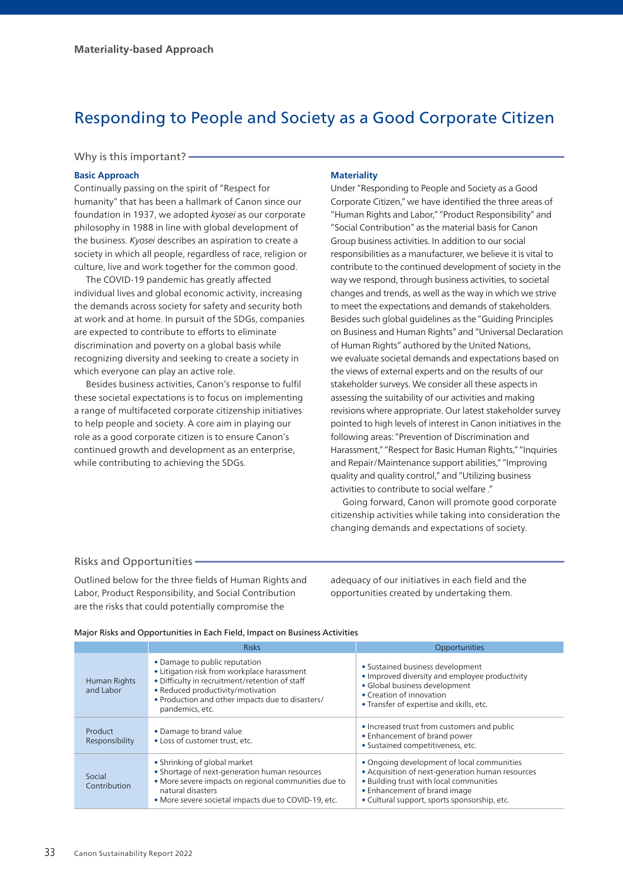Materiality-based Approach

# Responding to People and Society as a Good Corporate Citizen

## Why is this important?

### Basic Approach

Continually passing on the spirit of "Respect for humanity" that has been a hallmark of Canon since our foundation in 1937, we adopted *kyosei* as our corporate philosophy in 1988 in line with global development of the business. *Kyosei* describes an aspiration to create a society in which all people, regardless of race, religion or culture, live and work together for the common good.

The COVID-19 pandemic has greatly affected individual lives and global economic activity, increasing the demands across society for safety and security both at work and at home. In pursuit of the SDGs, companies are expected to contribute to efforts to eliminate discrimination and poverty on a global basis while recognizing diversity and seeking to create a society in which everyone can play an active role.

Besides business activities, Canon's response to fulfil these societal expectations is to focus on implementing a range of multifaceted corporate citizenship initiatives to help people and society. A core aim in playing our role as a good corporate citizen is to ensure Canon's continued growth and development as an enterprise, while contributing to achieving the SDGs.

### Materiality

Under "Responding to People and Society as a Good Corporate Citizen," we have identified the three areas of "Human Rights and Labor," "Product Responsibility" and "Social Contribution" as the material basis for Canon Group business activities. In addition to our social responsibilities as a manufacturer, we believe it is vital to contribute to the continued development of society in the way we respond, through business activities, to societal changes and trends, as well as the way in which we strive to meet the expectations and demands of stakeholders. Besides such global guidelines as the "Guiding Principles on Business and Human Rights" and "Universal Declaration of Human Rights" authored by the United Nations, we evaluate societal demands and expectations based on the views of external experts and on the results of our stakeholder surveys. We consider all these aspects in assessing the suitability of our activities and making revisions where appropriate. Our latest stakeholder survey pointed to high levels of interest in Canon initiatives in the following areas: "Prevention of Discrimination and Harassment," "Respect for Basic Human Rights," "Inquiries and Repair/Maintenance support abilities," "Improving quality and quality control," and "Utilizing business activities to contribute to social welfare ."

Going forward, Canon will promote good corporate citizenship activities while taking into consideration the changing demands and expectations of society.

## Risks and Opportunities

Outlined below for the three fields of Human Rights and Labor, Product Responsibility, and Social Contribution are the risks that could potentially compromise the adequacy of our initiatives in each field and the opportunities created by undertaking them.

Major Risks and Opportunities in Each Field, Impact on Business Activities

| | Risks | Opportunities |
|---|---|---|
| Human Rights and Labor | • Damage to public reputation<br>• Litigation risk from workplace harassment<br>• Difficulty in recruitment/retention of staff<br>• Reduced productivity/motivation<br>• Production and other impacts due to disasters/ pandemics, etc. | • Sustained business development<br>• Improved diversity and employee productivity<br>• Global business development<br>• Creation of innovation<br>• Transfer of expertise and skills, etc. |
| Product Responsibility | • Damage to brand value<br>• Loss of customer trust, etc. | • Increased trust from customers and public<br>• Enhancement of brand power<br>• Sustained competitiveness, etc. |
| Social Contribution | • Shrinking of global market<br>• Shortage of next-generation human resources<br>• More severe impacts on regional communities due to natural disasters<br>• More severe societal impacts due to COVID-19, etc. | • Ongoing development of local communities<br>• Acquisition of next-generation human resources<br>• Building trust with local communities<br>• Enhancement of brand image<br>• Cultural support, sports sponsorship, etc. |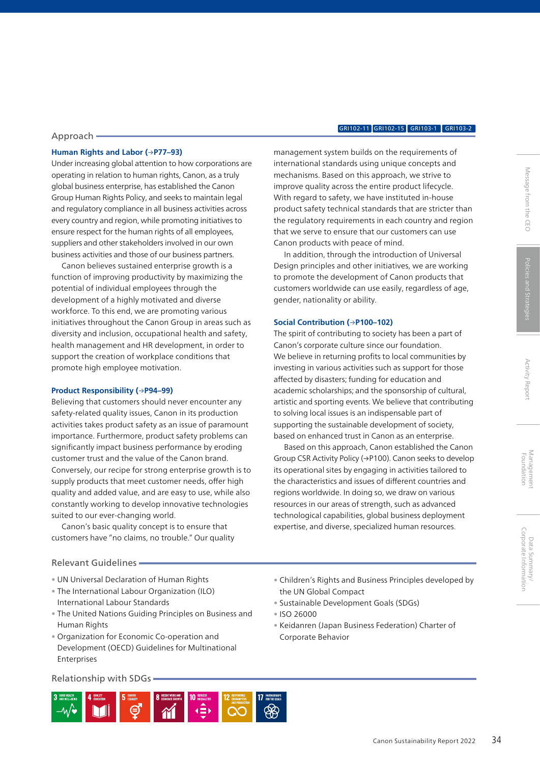GRI102-11 GRI102-15 GRI103-1 GRI103-2

## Approach

**Human Rights and Labor (→P77–93)**

Under increasing global attention to how corporations are operating in relation to human rights, Canon, as a truly global business enterprise, has established the Canon Group Human Rights Policy, and seeks to maintain legal and regulatory compliance in all business activities across every country and region, while promoting initiatives to ensure respect for the human rights of all employees, suppliers and other stakeholders involved in our own business activities and those of our business partners.

Canon believes sustained enterprise growth is a function of improving productivity by maximizing the potential of individual employees through the development of a highly motivated and diverse workforce. To this end, we are promoting various initiatives throughout the Canon Group in areas such as diversity and inclusion, occupational health and safety, health management and HR development, in order to support the creation of workplace conditions that promote high employee motivation.

**Product Responsibility (→P94–99)**

Believing that customers should never encounter any safety-related quality issues, Canon in its production activities takes product safety as an issue of paramount importance. Furthermore, product safety problems can significantly impact business performance by eroding customer trust and the value of the Canon brand. Conversely, our recipe for strong enterprise growth is to supply products that meet customer needs, offer high quality and added value, and are easy to use, while also constantly working to develop innovative technologies suited to our ever-changing world.

Canon's basic quality concept is to ensure that customers have "no claims, no trouble." Our quality management system builds on the requirements of international standards using unique concepts and mechanisms. Based on this approach, we strive to improve quality across the entire product lifecycle. With regard to safety, we have instituted in-house product safety technical standards that are stricter than the regulatory requirements in each country and region that we serve to ensure that our customers can use Canon products with peace of mind.

In addition, through the introduction of Universal Design principles and other initiatives, we are working to promote the development of Canon products that customers worldwide can use easily, regardless of age, gender, nationality or ability.

**Social Contribution (→P100–102)**

The spirit of contributing to society has been a part of Canon's corporate culture since our foundation. We believe in returning profits to local communities by investing in various activities such as support for those affected by disasters; funding for education and academic scholarships; and the sponsorship of cultural, artistic and sporting events. We believe that contributing to solving local issues is an indispensable part of supporting the sustainable development of society, based on enhanced trust in Canon as an enterprise.

Based on this approach, Canon established the Canon Group CSR Activity Policy (→P100). Canon seeks to develop its operational sites by engaging in activities tailored to the characteristics and issues of different countries and regions worldwide. In doing so, we draw on various resources in our areas of strength, such as advanced technological capabilities, global business deployment expertise, and diverse, specialized human resources.

## Relevant Guidelines

- UN Universal Declaration of Human Rights
- The International Labour Organization (ILO) International Labour Standards
- The United Nations Guiding Principles on Business and Human Rights
- Organization for Economic Co-operation and Development (OECD) Guidelines for Multinational Enterprises
- Children's Rights and Business Principles developed by the UN Global Compact
- Sustainable Development Goals (SDGs)
- ISO 26000
- Keidanren (Japan Business Federation) Charter of Corporate Behavior

## Relationship with SDGs

3 GOOD HEALTH AND WELL-BEING
4 QUALITY EDUCATION
5 GENDER EQUALITY
8 DECENT WORK AND ECONOMIC GROWTH
10 REDUCED INEQUALITIES
12 RESPONSIBLE CONSUMPTION AND PRODUCTION
17 PARTNERSHIPS FOR THE GOALS